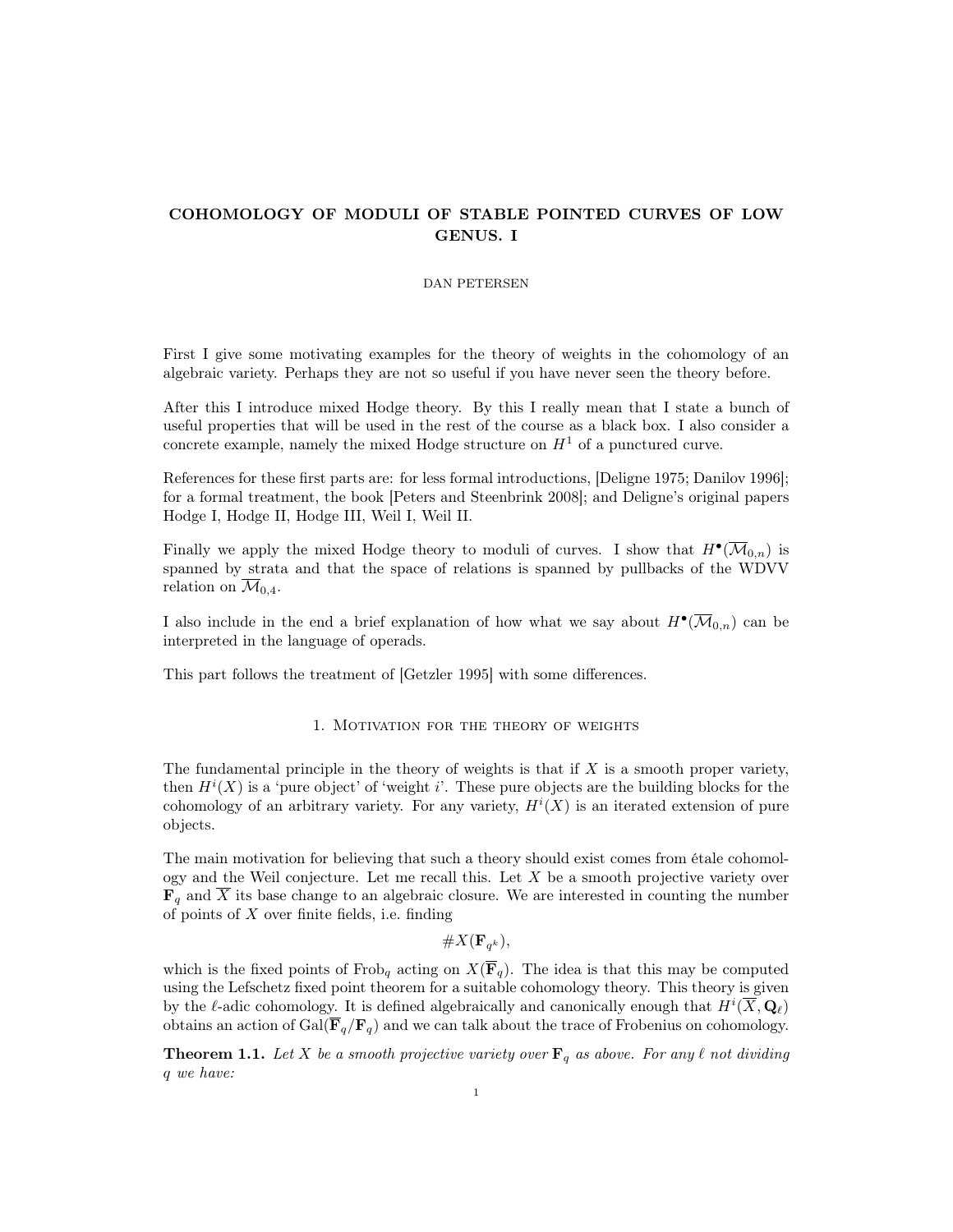# COHOMOLOGY OF MODULI OF STABLE POINTED CURVES OF LOW GENUS. I

DAN PETERSEN

First I give some motivating examples for the theory of weights in the cohomology of an algebraic variety. Perhaps they are not so useful if you have never seen the theory before.

After this I introduce mixed Hodge theory. By this I really mean that I state a bunch of useful properties that will be used in the rest of the course as a black box. I also consider a concrete example, namely the mixed Hodge structure on $H^1$ of a punctured curve.

References for these first parts are: for less formal introductions, [Deligne 1975; Danilov 1996]; for a formal treatment, the book [Peters and Steenbrink 2008]; and Deligne's original papers Hodge I, Hodge II, Hodge III, Weil I, Weil II.

Finally we apply the mixed Hodge theory to moduli of curves. I show that $H^\bullet(\overline{\mathcal{M}}_{0,n})$ is spanned by strata and that the space of relations is spanned by pullbacks of the WDVV relation on $\overline{\mathcal{M}}_{0,4}$.

I also include in the end a brief explanation of how what we say about $H^\bullet(\overline{\mathcal{M}}_{0,n})$ can be interpreted in the language of operads.

This part follows the treatment of [Getzler 1995] with some differences.

## 1. Motivation for the theory of weights

The fundamental principle in the theory of weights is that if $X$ is a smooth proper variety, then $H^i(X)$ is a 'pure object' of 'weight $i$'. These pure objects are the building blocks for the cohomology of an arbitrary variety. For any variety, $H^i(X)$ is an iterated extension of pure objects.

The main motivation for believing that such a theory should exist comes from étale cohomology and the Weil conjecture. Let me recall this. Let $X$ be a smooth projective variety over $\mathbf{F}_q$ and $\overline{X}$ its base change to an algebraic closure. We are interested in counting the number of points of $X$ over finite fields, i.e. finding

$$\#X(\mathbf{F}_{q^k}),$$

which is the fixed points of $\mathrm{Frob}_q$ acting on $X(\overline{\mathbf{F}}_q)$. The idea is that this may be computed using the Lefschetz fixed point theorem for a suitable cohomology theory. This theory is given by the $\ell$-adic cohomology. It is defined algebraically and canonically enough that $H^i(\overline{X}, \mathbf{Q}_\ell)$ obtains an action of $\mathrm{Gal}(\overline{\mathbf{F}}_q/\mathbf{F}_q)$ and we can talk about the trace of Frobenius on cohomology.

**Theorem 1.1.** *Let $X$ be a smooth projective variety over $\mathbf{F}_q$ as above. For any $\ell$ not dividing $q$ we have:*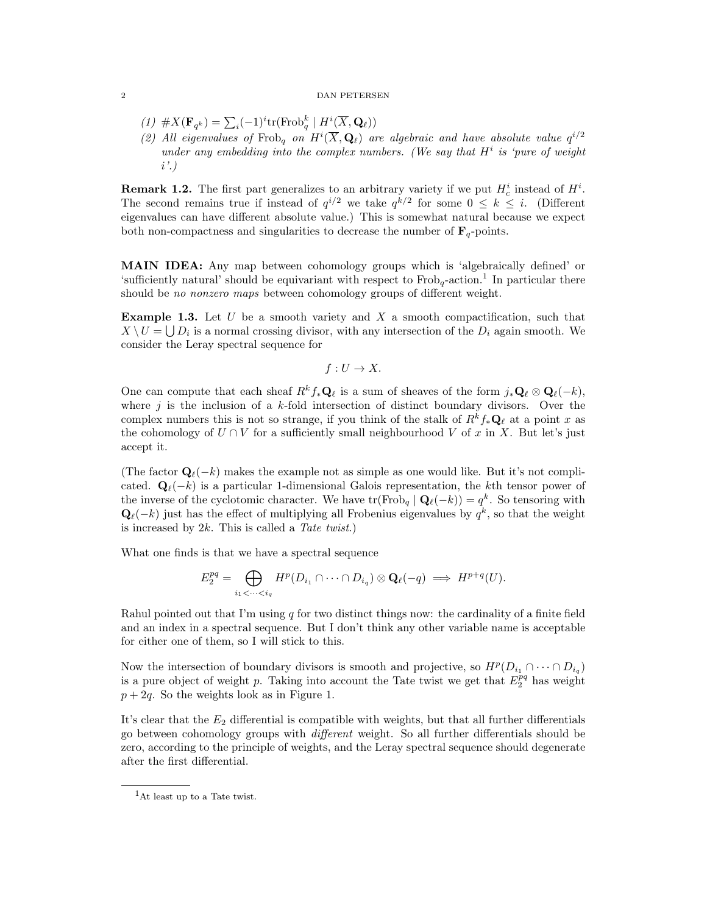(1) $\#X(\mathbf{F}_{q^k}) = \sum_i (-1)^i \mathrm{tr}(\mathrm{Frob}_q^k \mid H^i(\overline{X}, \mathbf{Q}_\ell))$

(2) *All eigenvalues of* $\mathrm{Frob}_q$ *on* $H^i(\overline{X}, \mathbf{Q}_\ell)$ *are algebraic and have absolute value* $q^{i/2}$ *under any embedding into the complex numbers. (We say that* $H^i$ *is 'pure of weight* $i$*'.)*

**Remark 1.2.** The first part generalizes to an arbitrary variety if we put $H^i_c$ instead of $H^i$. The second remains true if instead of $q^{i/2}$ we take $q^{k/2}$ for some $0 \leq k \leq i$. (Different eigenvalues can have different absolute value.) This is somewhat natural because we expect both non-compactness and singularities to decrease the number of $\mathbf{F}_q$-points.

**MAIN IDEA:** Any map between cohomology groups which is 'algebraically defined' or 'sufficiently natural' should be equivariant with respect to $\mathrm{Frob}_q$-action.[1] In particular there should be *no nonzero maps* between cohomology groups of different weight.

**Example 1.3.** Let $U$ be a smooth variety and $X$ a smooth compactification, such that $X \setminus U = \bigcup D_i$ is a normal crossing divisor, with any intersection of the $D_i$ again smooth. We consider the Leray spectral sequence for

$$f : U \to X.$$

One can compute that each sheaf $R^k f_* \mathbf{Q}_\ell$ is a sum of sheaves of the form $j_* \mathbf{Q}_\ell \otimes \mathbf{Q}_\ell(-k)$, where $j$ is the inclusion of a $k$-fold intersection of distinct boundary divisors. Over the complex numbers this is not so strange, if you think of the stalk of $R^k f_* \mathbf{Q}_\ell$ at a point $x$ as the cohomology of $U \cap V$ for a sufficiently small neighbourhood $V$ of $x$ in $X$. But let's just accept it.

(The factor $\mathbf{Q}_\ell(-k)$ makes the example not as simple as one would like. But it's not complicated. $\mathbf{Q}_\ell(-k)$ is a particular 1-dimensional Galois representation, the $k$th tensor power of the inverse of the cyclotomic character. We have $\mathrm{tr}(\mathrm{Frob}_q \mid \mathbf{Q}_\ell(-k)) = q^k$. So tensoring with $\mathbf{Q}_\ell(-k)$ just has the effect of multiplying all Frobenius eigenvalues by $q^k$, so that the weight is increased by $2k$. This is called a *Tate twist*.)

What one finds is that we have a spectral sequence

$$E_2^{pq} = \bigoplus_{i_1 < \cdots < i_q} H^p(D_{i_1} \cap \cdots \cap D_{i_q}) \otimes \mathbf{Q}_\ell(-q) \implies H^{p+q}(U).$$

Rahul pointed out that I'm using $q$ for two distinct things now: the cardinality of a finite field and an index in a spectral sequence. But I don't think any other variable name is acceptable for either one of them, so I will stick to this.

Now the intersection of boundary divisors is smooth and projective, so $H^p(D_{i_1} \cap \cdots \cap D_{i_q})$ is a pure object of weight $p$. Taking into account the Tate twist we get that $E_2^{pq}$ has weight $p + 2q$. So the weights look as in Figure 1.

It's clear that the $E_2$ differential is compatible with weights, but that all further differentials go between cohomology groups with *different* weight. So all further differentials should be zero, according to the principle of weights, and the Leray spectral sequence should degenerate after the first differential.

[1] At least up to a Tate twist.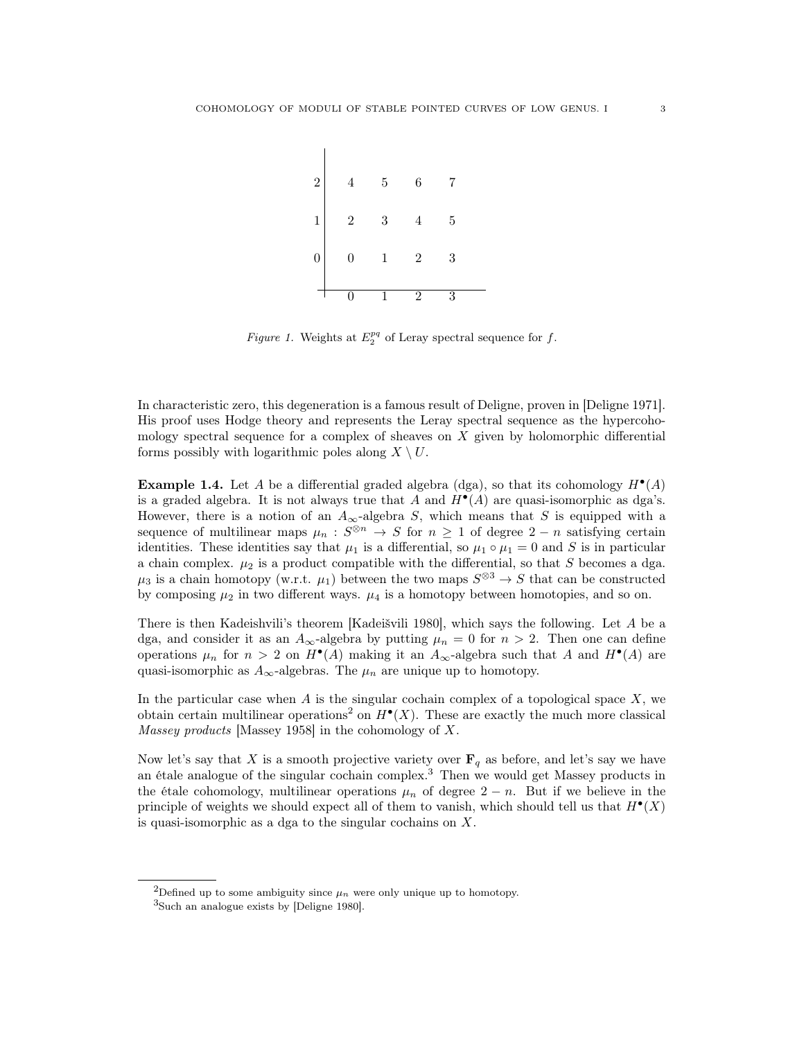| | | | | |
|---|---|---|---|---|
| 2 | 4 | 5 | 6 | 7 |
| 1 | 2 | 3 | 4 | 5 |
| 0 | 0 | 1 | 2 | 3 |
| | 0 | 1 | 2 | 3 |

*Figure 1.* Weights at $E_2^{pq}$ of Leray spectral sequence for $f$.

In characteristic zero, this degeneration is a famous result of Deligne, proven in [Deligne 1971]. His proof uses Hodge theory and represents the Leray spectral sequence as the hypercohomology spectral sequence for a complex of sheaves on $X$ given by holomorphic differential forms possibly with logarithmic poles along $X \setminus U$.

**Example 1.4.** Let $A$ be a differential graded algebra (dga), so that its cohomology $H^\bullet(A)$ is a graded algebra. It is not always true that $A$ and $H^\bullet(A)$ are quasi-isomorphic as dga's. However, there is a notion of an $A_\infty$-algebra $S$, which means that $S$ is equipped with a sequence of multilinear maps $\mu_n : S^{\otimes n} \to S$ for $n \geq 1$ of degree $2 - n$ satisfying certain identities. These identities say that $\mu_1$ is a differential, so $\mu_1 \circ \mu_1 = 0$ and $S$ is in particular a chain complex. $\mu_2$ is a product compatible with the differential, so that $S$ becomes a dga. $\mu_3$ is a chain homotopy (w.r.t. $\mu_1$) between the two maps $S^{\otimes 3} \to S$ that can be constructed by composing $\mu_2$ in two different ways. $\mu_4$ is a homotopy between homotopies, and so on.

There is then Kadeishvili's theorem [Kadeišvili 1980], which says the following. Let $A$ be a dga, and consider it as an $A_\infty$-algebra by putting $\mu_n = 0$ for $n > 2$. Then one can define operations $\mu_n$ for $n > 2$ on $H^\bullet(A)$ making it an $A_\infty$-algebra such that $A$ and $H^\bullet(A)$ are quasi-isomorphic as $A_\infty$-algebras. The $\mu_n$ are unique up to homotopy.

In the particular case when $A$ is the singular cochain complex of a topological space $X$, we obtain certain multilinear operations[2] on $H^\bullet(X)$. These are exactly the much more classical *Massey products* [Massey 1958] in the cohomology of $X$.

Now let's say that $X$ is a smooth projective variety over $\mathbf{F}_q$ as before, and let's say we have an étale analogue of the singular cochain complex.[3] Then we would get Massey products in the étale cohomology, multilinear operations $\mu_n$ of degree $2 - n$. But if we believe in the principle of weights we should expect all of them to vanish, which should tell us that $H^\bullet(X)$ is quasi-isomorphic as a dga to the singular cochains on $X$.

[2] Defined up to some ambiguity since $\mu_n$ were only unique up to homotopy.

[3] Such an analogue exists by [Deligne 1980].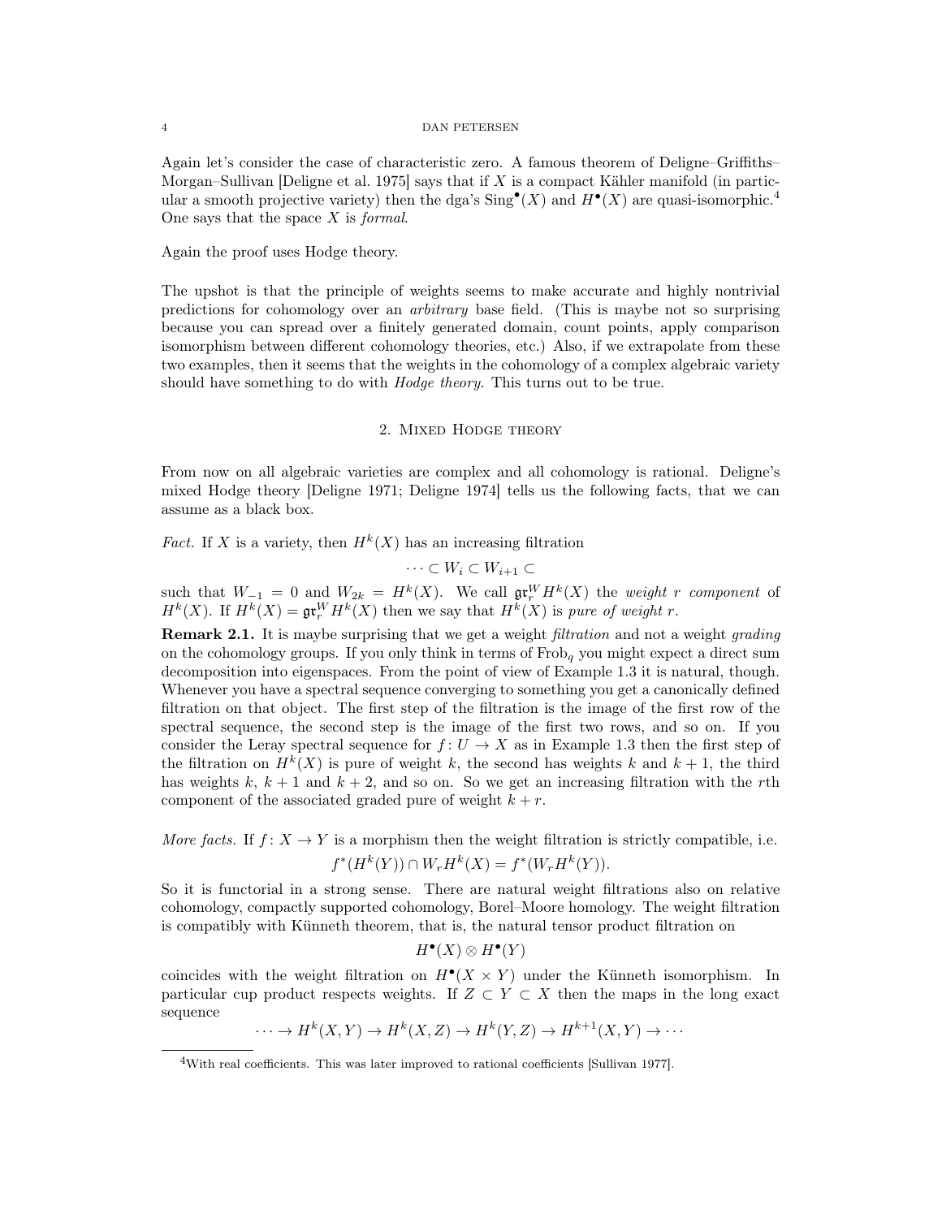Again let's consider the case of characteristic zero. A famous theorem of Deligne–Griffiths–Morgan–Sullivan [Deligne et al. 1975] says that if $X$ is a compact Kähler manifold (in particular a smooth projective variety) then the dga's $\mathrm{Sing}^\bullet(X)$ and $H^\bullet(X)$ are quasi-isomorphic.[4] One says that the space $X$ is *formal*.

Again the proof uses Hodge theory.

The upshot is that the principle of weights seems to make accurate and highly nontrivial predictions for cohomology over an *arbitrary* base field. (This is maybe not so surprising because you can spread over a finitely generated domain, count points, apply comparison isomorphism between different cohomology theories, etc.) Also, if we extrapolate from these two examples, then it seems that the weights in the cohomology of a complex algebraic variety should have something to do with *Hodge theory*. This turns out to be true.

## 2. Mixed Hodge theory

From now on all algebraic varieties are complex and all cohomology is rational. Deligne's mixed Hodge theory [Deligne 1971; Deligne 1974] tells us the following facts, that we can assume as a black box.

*Fact.* If $X$ is a variety, then $H^k(X)$ has an increasing filtration

$$\cdots \subset W_i \subset W_{i+1} \subset$$

such that $W_{-1} = 0$ and $W_{2k} = H^k(X)$. We call $\mathfrak{gr}_r^W H^k(X)$ the *weight $r$ component* of $H^k(X)$. If $H^k(X) = \mathfrak{gr}_r^W H^k(X)$ then we say that $H^k(X)$ is *pure of weight $r$*.

**Remark 2.1.** It is maybe surprising that we get a weight *filtration* and not a weight *grading* on the cohomology groups. If you only think in terms of $\mathrm{Frob}_q$ you might expect a direct sum decomposition into eigenspaces. From the point of view of Example 1.3 it is natural, though. Whenever you have a spectral sequence converging to something you get a canonically defined filtration on that object. The first step of the filtration is the image of the first row of the spectral sequence, the second step is the image of the first two rows, and so on. If you consider the Leray spectral sequence for $f\colon U \to X$ as in Example 1.3 then the first step of the filtration on $H^k(X)$ is pure of weight $k$, the second has weights $k$ and $k+1$, the third has weights $k$, $k+1$ and $k+2$, and so on. So we get an increasing filtration with the $r$th component of the associated graded pure of weight $k+r$.

*More facts.* If $f\colon X \to Y$ is a morphism then the weight filtration is strictly compatible, i.e.

$$f^*(H^k(Y)) \cap W_r H^k(X) = f^*(W_r H^k(Y)).$$

So it is functorial in a strong sense. There are natural weight filtrations also on relative cohomology, compactly supported cohomology, Borel–Moore homology. The weight filtration is compatibly with Künneth theorem, that is, the natural tensor product filtration on

$$H^\bullet(X) \otimes H^\bullet(Y)$$

coincides with the weight filtration on $H^\bullet(X \times Y)$ under the Künneth isomorphism. In particular cup product respects weights. If $Z \subset Y \subset X$ then the maps in the long exact sequence

$$\cdots \to H^k(X,Y) \to H^k(X,Z) \to H^k(Y,Z) \to H^{k+1}(X,Y) \to \cdots$$

[4] With real coefficients. This was later improved to rational coefficients [Sullivan 1977].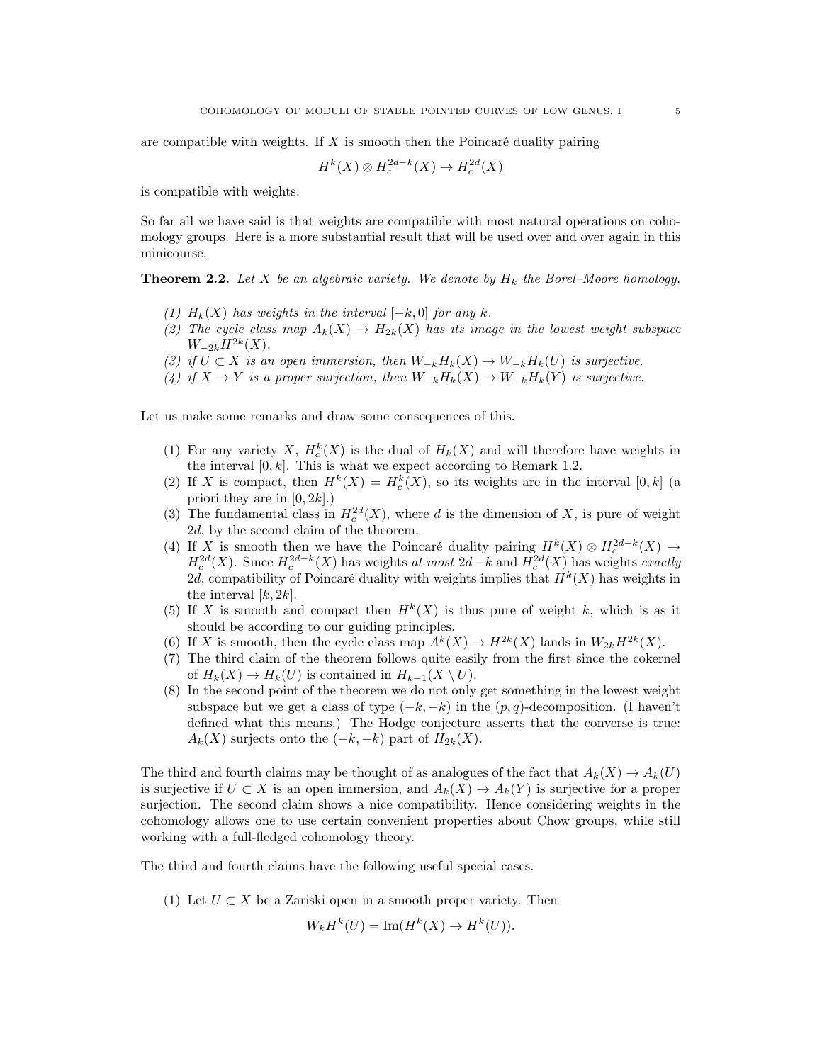are compatible with weights. If $X$ is smooth then the Poincaré duality pairing

$$H^k(X) \otimes H_c^{2d-k}(X) \to H_c^{2d}(X)$$

is compatible with weights.

So far all we have said is that weights are compatible with most natural operations on cohomology groups. Here is a more substantial result that will be used over and over again in this minicourse.

**Theorem 2.2.** *Let $X$ be an algebraic variety. We denote by $H_k$ the Borel–Moore homology.*

1. *$H_k(X)$ has weights in the interval $[-k, 0]$ for any $k$.*
2. *The cycle class map $A_k(X) \to H_{2k}(X)$ has its image in the lowest weight subspace $W_{-2k}H^{2k}(X)$.*
3. *if $U \subset X$ is an open immersion, then $W_{-k}H_k(X) \to W_{-k}H_k(U)$ is surjective.*
4. *if $X \to Y$ is a proper surjection, then $W_{-k}H_k(X) \to W_{-k}H_k(Y)$ is surjective.*

Let us make some remarks and draw some consequences of this.

1. For any variety $X$, $H_c^k(X)$ is the dual of $H_k(X)$ and will therefore have weights in the interval $[0, k]$. This is what we expect according to Remark 1.2.
2. If $X$ is compact, then $H^k(X) = H_c^k(X)$, so its weights are in the interval $[0, k]$ (a priori they are in $[0, 2k]$.)
3. The fundamental class in $H_c^{2d}(X)$, where $d$ is the dimension of $X$, is pure of weight $2d$, by the second claim of the theorem.
4. If $X$ is smooth then we have the Poincaré duality pairing $H^k(X) \otimes H_c^{2d-k}(X) \to H_c^{2d}(X)$. Since $H_c^{2d-k}(X)$ has weights *at most* $2d-k$ and $H_c^{2d}(X)$ has weights *exactly* $2d$, compatibility of Poincaré duality with weights implies that $H^k(X)$ has weights in the interval $[k, 2k]$.
5. If $X$ is smooth and compact then $H^k(X)$ is thus pure of weight $k$, which is as it should be according to our guiding principles.
6. If $X$ is smooth, then the cycle class map $A^k(X) \to H^{2k}(X)$ lands in $W_{2k}H^{2k}(X)$.
7. The third claim of the theorem follows quite easily from the first since the cokernel of $H_k(X) \to H_k(U)$ is contained in $H_{k-1}(X \setminus U)$.
8. In the second point of the theorem we do not only get something in the lowest weight subspace but we get a class of type $(-k, -k)$ in the $(p, q)$-decomposition. (I haven't defined what this means.) The Hodge conjecture asserts that the converse is true: $A_k(X)$ surjects onto the $(-k, -k)$ part of $H_{2k}(X)$.

The third and fourth claims may be thought of as analogues of the fact that $A_k(X) \to A_k(U)$ is surjective if $U \subset X$ is an open immersion, and $A_k(X) \to A_k(Y)$ is surjective for a proper surjection. The second claim shows a nice compatibility. Hence considering weights in the cohomology allows one to use certain convenient properties about Chow groups, while still working with a full-fledged cohomology theory.

The third and fourth claims have the following useful special cases.

1. Let $U \subset X$ be a Zariski open in a smooth proper variety. Then

$$W_k H^k(U) = \mathrm{Im}(H^k(X) \to H^k(U)).$$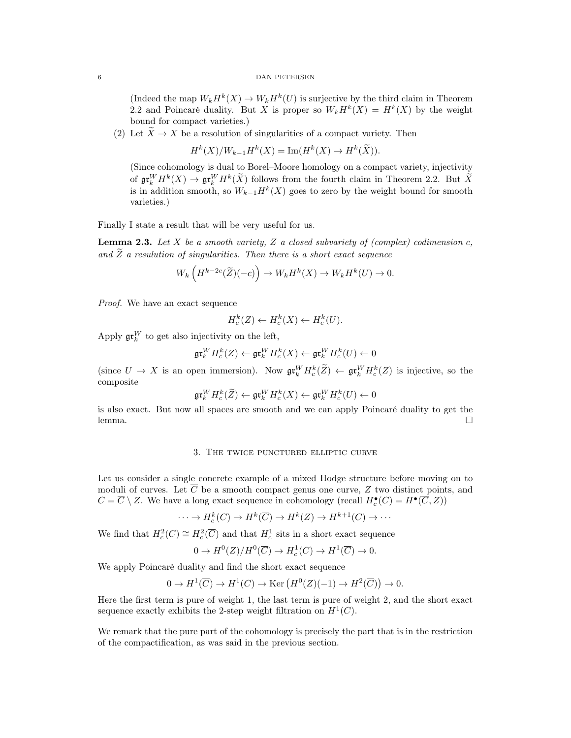(Indeed the map $W_kH^k(X) \to W_kH^k(U)$ is surjective by the third claim in Theorem 2.2 and Poincaré duality. But $X$ is proper so $W_kH^k(X) = H^k(X)$ by the weight bound for compact varieties.)

(2) Let $\widetilde{X} \to X$ be a resolution of singularities of a compact variety. Then

$$H^k(X)/W_{k-1}H^k(X) = \mathrm{Im}(H^k(X) \to H^k(\widetilde{X})).$$

(Since cohomology is dual to Borel–Moore homology on a compact variety, injectivity of $\mathfrak{gr}_k^W H^k(X) \to \mathfrak{gr}_k^W H^k(\widetilde{X})$ follows from the fourth claim in Theorem 2.2. But $\widetilde{X}$ is in addition smooth, so $W_{k-1}H^k(X)$ goes to zero by the weight bound for smooth varieties.)

Finally I state a result that will be very useful for us.

**Lemma 2.3.** *Let $X$ be a smooth variety, $Z$ a closed subvariety of (complex) codimension $c$, and $\widetilde{Z}$ a resulution of singularities. Then there is a short exact sequence*

$$W_k\left(H^{k-2c}(\widetilde{Z})(-c)\right) \to W_kH^k(X) \to W_kH^k(U) \to 0.$$

*Proof.* We have an exact sequence

$$H_c^k(Z) \leftarrow H_c^k(X) \leftarrow H_c^k(U).$$

Apply $\mathfrak{gr}_k^W$ to get also injectivity on the left,

$$\mathfrak{gr}_k^W H_c^k(Z) \leftarrow \mathfrak{gr}_k^W H_c^k(X) \leftarrow \mathfrak{gr}_k^W H_c^k(U) \leftarrow 0$$

(since $U \to X$ is an open immersion). Now $\mathfrak{gr}_k^W H_c^k(\widetilde{Z}) \leftarrow \mathfrak{gr}_k^W H_c^k(Z)$ is injective, so the composite

$$\mathfrak{gr}_k^W H_c^k(\widetilde{Z}) \leftarrow \mathfrak{gr}_k^W H_c^k(X) \leftarrow \mathfrak{gr}_k^W H_c^k(U) \leftarrow 0$$

is also exact. But now all spaces are smooth and we can apply Poincaré duality to get the lemma. $\square$

## 3. The twice punctured elliptic curve

Let us consider a single concrete example of a mixed Hodge structure before moving on to moduli of curves. Let $\overline{C}$ be a smooth compact genus one curve, $Z$ two distinct points, and $C = \overline{C} \setminus Z$. We have a long exact sequence in cohomology (recall $H_c^\bullet(C) = H^\bullet(\overline{C}, Z)$)

$$\cdots \to H_c^k(C) \to H^k(\overline{C}) \to H^k(Z) \to H^{k+1}(C) \to \cdots$$

We find that $H_c^2(C) \cong H_c^2(\overline{C})$ and that $H_c^1$ sits in a short exact sequence

$$0 \to H^0(Z)/H^0(\overline{C}) \to H_c^1(C) \to H^1(\overline{C}) \to 0.$$

We apply Poincaré duality and find the short exact sequence

$$0 \to H^1(\overline{C}) \to H^1(C) \to \mathrm{Ker}\left(H^0(Z)(-1) \to H^2(\overline{C})\right) \to 0.$$

Here the first term is pure of weight 1, the last term is pure of weight 2, and the short exact sequence exactly exhibits the 2-step weight filtration on $H^1(C)$.

We remark that the pure part of the cohomology is precisely the part that is in the restriction of the compactification, as was said in the previous section.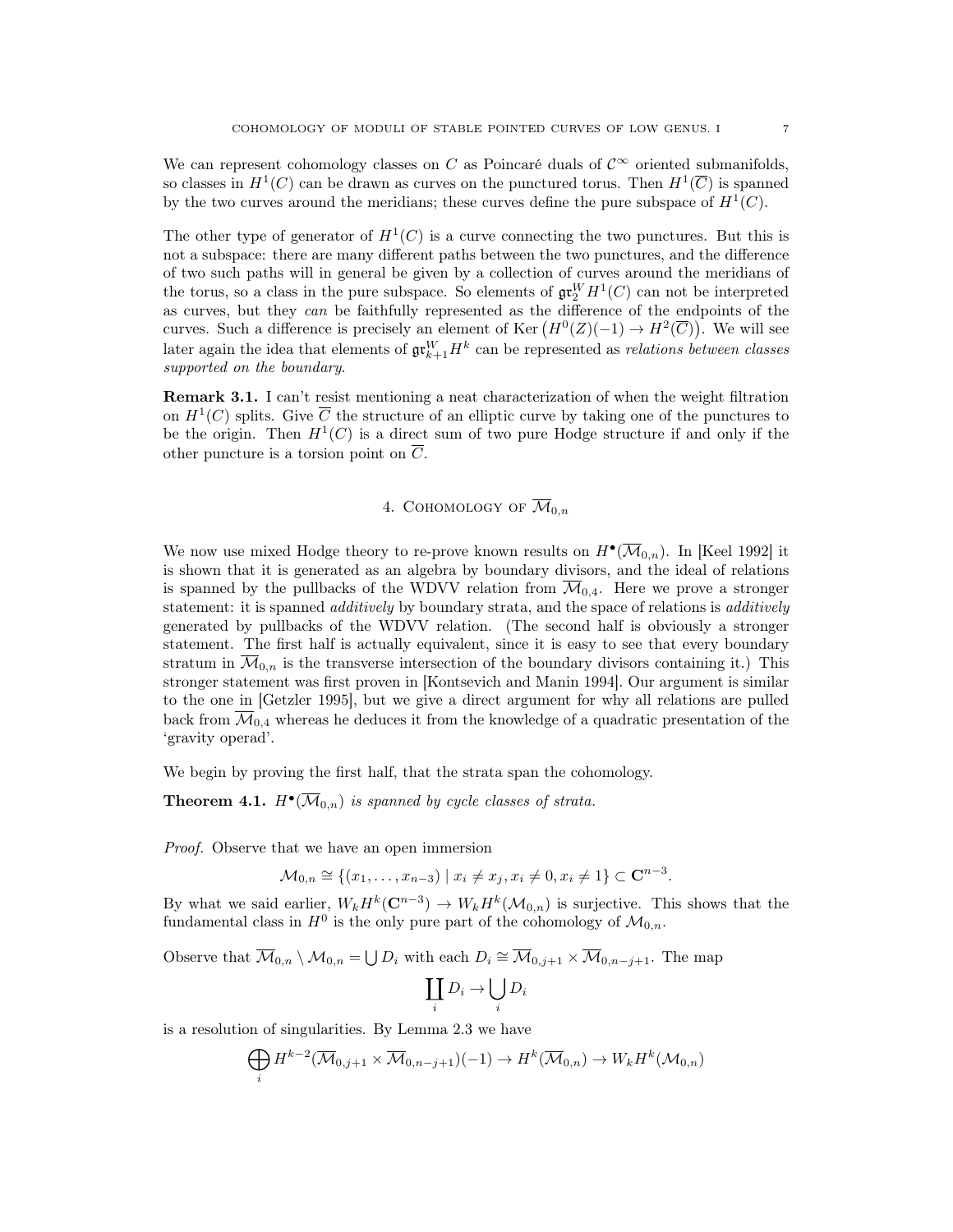We can represent cohomology classes on $C$ as Poincaré duals of $\mathcal{C}^\infty$ oriented submanifolds, so classes in $H^1(C)$ can be drawn as curves on the punctured torus. Then $H^1(\overline{C})$ is spanned by the two curves around the meridians; these curves define the pure subspace of $H^1(C)$.

The other type of generator of $H^1(C)$ is a curve connecting the two punctures. But this is not a subspace: there are many different paths between the two punctures, and the difference of two such paths will in general be given by a collection of curves around the meridians of the torus, so a class in the pure subspace. So elements of $\mathfrak{gr}_2^W H^1(C)$ can not be interpreted as curves, but they *can* be faithfully represented as the difference of the endpoints of the curves. Such a difference is precisely an element of $\operatorname{Ker}\left(H^0(Z)(-1) \to H^2(\overline{C})\right)$. We will see later again the idea that elements of $\mathfrak{gr}_{k+1}^W H^k$ can be represented as *relations between classes supported on the boundary*.

**Remark 3.1.** I can't resist mentioning a neat characterization of when the weight filtration on $H^1(C)$ splits. Give $\overline{C}$ the structure of an elliptic curve by taking one of the punctures to be the origin. Then $H^1(C)$ is a direct sum of two pure Hodge structure if and only if the other puncture is a torsion point on $\overline{C}$.

## 4. Cohomology of $\overline{\mathcal{M}}_{0,n}$

We now use mixed Hodge theory to re-prove known results on $H^\bullet(\overline{\mathcal{M}}_{0,n})$. In [Keel 1992] it is shown that it is generated as an algebra by boundary divisors, and the ideal of relations is spanned by the pullbacks of the WDVV relation from $\overline{\mathcal{M}}_{0,4}$. Here we prove a stronger statement: it is spanned *additively* by boundary strata, and the space of relations is *additively* generated by pullbacks of the WDVV relation. (The second half is obviously a stronger statement. The first half is actually equivalent, since it is easy to see that every boundary stratum in $\overline{\mathcal{M}}_{0,n}$ is the transverse intersection of the boundary divisors containing it.) This stronger statement was first proven in [Kontsevich and Manin 1994]. Our argument is similar to the one in [Getzler 1995], but we give a direct argument for why all relations are pulled back from $\overline{\mathcal{M}}_{0,4}$ whereas he deduces it from the knowledge of a quadratic presentation of the 'gravity operad'.

We begin by proving the first half, that the strata span the cohomology.

**Theorem 4.1.** *$H^\bullet(\overline{\mathcal{M}}_{0,n})$ is spanned by cycle classes of strata.*

*Proof.* Observe that we have an open immersion

$$\mathcal{M}_{0,n} \cong \{(x_1,\ldots,x_{n-3}) \mid x_i \neq x_j, x_i \neq 0, x_i \neq 1\} \subset \mathbf{C}^{n-3}.$$

By what we said earlier, $W_k H^k(\mathbf{C}^{n-3}) \to W_k H^k(\mathcal{M}_{0,n})$ is surjective. This shows that the fundamental class in $H^0$ is the only pure part of the cohomology of $\mathcal{M}_{0,n}$.

Observe that $\overline{\mathcal{M}}_{0,n} \setminus \mathcal{M}_{0,n} = \bigcup D_i$ with each $D_i \cong \overline{\mathcal{M}}_{0,j+1} \times \overline{\mathcal{M}}_{0,n-j+1}$. The map

$$\coprod_i D_i \to \bigcup_i D_i$$

is a resolution of singularities. By Lemma 2.3 we have

$$\bigoplus_i H^{k-2}(\overline{\mathcal{M}}_{0,j+1} \times \overline{\mathcal{M}}_{0,n-j+1})(-1) \to H^k(\overline{\mathcal{M}}_{0,n}) \to W_k H^k(\mathcal{M}_{0,n})$$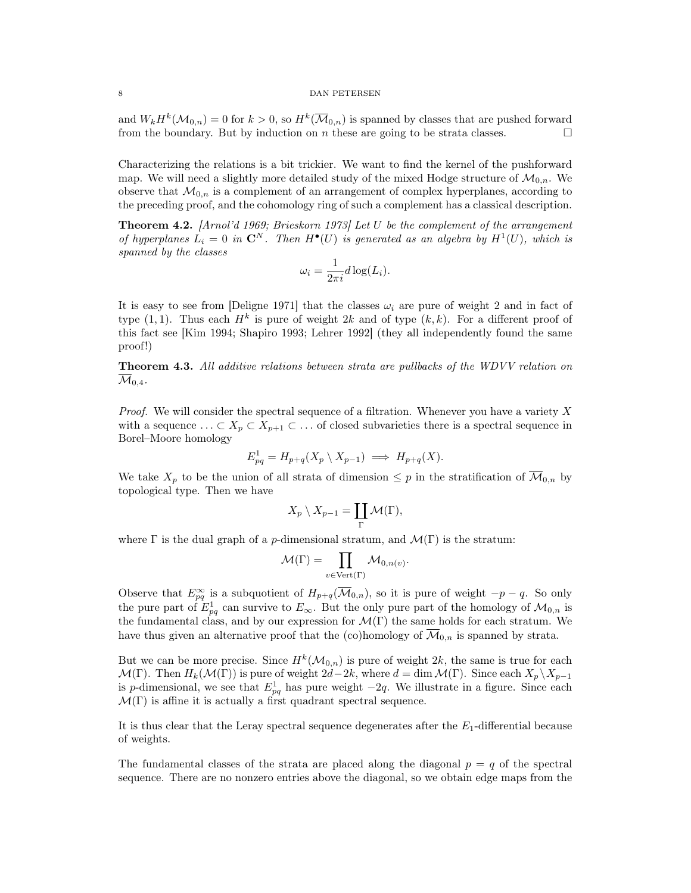and $W_k H^k(\mathcal{M}_{0,n}) = 0$ for $k > 0$, so $H^k(\overline{\mathcal{M}}_{0,n})$ is spanned by classes that are pushed forward from the boundary. But by induction on $n$ these are going to be strata classes. $\square$

Characterizing the relations is a bit trickier. We want to find the kernel of the pushforward map. We will need a slightly more detailed study of the mixed Hodge structure of $\mathcal{M}_{0,n}$. We observe that $\mathcal{M}_{0,n}$ is a complement of an arrangement of complex hyperplanes, according to the preceding proof, and the cohomology ring of such a complement has a classical description.

**Theorem 4.2.** *[Arnol'd 1969; Brieskorn 1973] Let $U$ be the complement of the arrangement of hyperplanes $L_i = 0$ in $\mathbf{C}^N$. Then $H^\bullet(U)$ is generated as an algebra by $H^1(U)$, which is spanned by the classes*

$$\omega_i = \frac{1}{2\pi i} d\log(L_i).$$

It is easy to see from [Deligne 1971] that the classes $\omega_i$ are pure of weight 2 and in fact of type $(1,1)$. Thus each $H^k$ is pure of weight $2k$ and of type $(k,k)$. For a different proof of this fact see [Kim 1994; Shapiro 1993; Lehrer 1992] (they all independently found the same proof!)

**Theorem 4.3.** *All additive relations between strata are pullbacks of the WDVV relation on $\overline{\mathcal{M}}_{0,4}$.*

*Proof.* We will consider the spectral sequence of a filtration. Whenever you have a variety $X$ with a sequence $\ldots \subset X_p \subset X_{p+1} \subset \ldots$ of closed subvarieties there is a spectral sequence in Borel–Moore homology

$$E^1_{pq} = H_{p+q}(X_p \setminus X_{p-1}) \implies H_{p+q}(X).$$

We take $X_p$ to be the union of all strata of dimension $\leq p$ in the stratification of $\overline{\mathcal{M}}_{0,n}$ by topological type. Then we have

$$X_p \setminus X_{p-1} = \coprod_{\Gamma} \mathcal{M}(\Gamma),$$

where $\Gamma$ is the dual graph of a $p$-dimensional stratum, and $\mathcal{M}(\Gamma)$ is the stratum:

$$\mathcal{M}(\Gamma) = \prod_{v \in \mathrm{Vert}(\Gamma)} \mathcal{M}_{0,n(v)}.$$

Observe that $E^\infty_{pq}$ is a subquotient of $H_{p+q}(\overline{\mathcal{M}}_{0,n})$, so it is pure of weight $-p-q$. So only the pure part of $E^1_{pq}$ can survive to $E_\infty$. But the only pure part of the homology of $\mathcal{M}_{0,n}$ is the fundamental class, and by our expression for $\mathcal{M}(\Gamma)$ the same holds for each stratum. We have thus given an alternative proof that the (co)homology of $\overline{\mathcal{M}}_{0,n}$ is spanned by strata.

But we can be more precise. Since $H^k(\mathcal{M}_{0,n})$ is pure of weight $2k$, the same is true for each $\mathcal{M}(\Gamma)$. Then $H_k(\mathcal{M}(\Gamma))$ is pure of weight $2d - 2k$, where $d = \dim \mathcal{M}(\Gamma)$. Since each $X_p \setminus X_{p-1}$ is $p$-dimensional, we see that $E^1_{pq}$ has pure weight $-2q$. We illustrate in a figure. Since each $\mathcal{M}(\Gamma)$ is affine it is actually a first quadrant spectral sequence.

It is thus clear that the Leray spectral sequence degenerates after the $E_1$-differential because of weights.

The fundamental classes of the strata are placed along the diagonal $p = q$ of the spectral sequence. There are no nonzero entries above the diagonal, so we obtain edge maps from the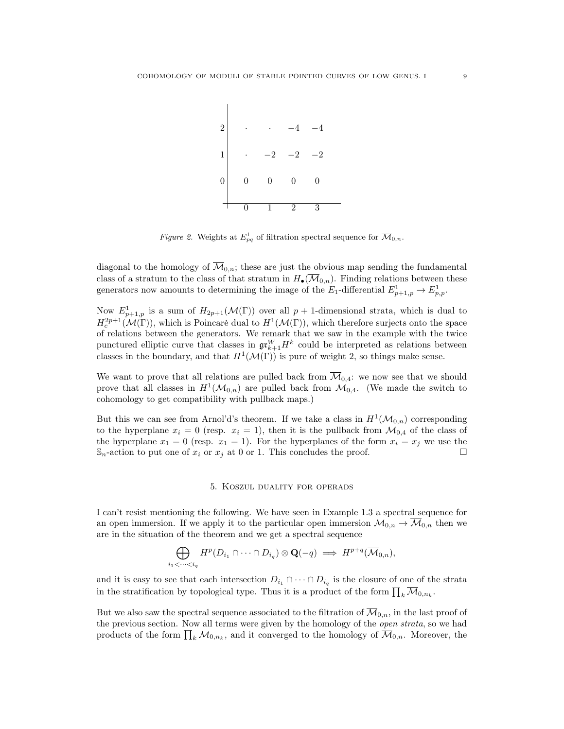| 2 | · | · | −4 | −4 |
|---|---|---|---|---|
| 1 | · | −2 | −2 | −2 |
| 0 | 0 | 0 | 0 | 0 |
| | 0 | 1 | 2 | 3 |

*Figure 2.* Weights at $E^1_{pq}$ of filtration spectral sequence for $\overline{\mathcal{M}}_{0,n}$.

diagonal to the homology of $\overline{\mathcal{M}}_{0,n}$; these are just the obvious map sending the fundamental class of a stratum to the class of that stratum in $H_\bullet(\overline{\mathcal{M}}_{0,n})$. Finding relations between these generators now amounts to determining the image of the $E_1$-differential $E^1_{p+1,p} \to E^1_{p,p}$.

Now $E^1_{p+1,p}$ is a sum of $H_{2p+1}(\mathcal{M}(\Gamma))$ over all $p+1$-dimensional strata, which is dual to $H^{2p+1}_c(\mathcal{M}(\Gamma))$, which is Poincaré dual to $H^1(\mathcal{M}(\Gamma))$, which therefore surjects onto the space of relations between the generators. We remark that we saw in the example with the twice punctured elliptic curve that classes in $\mathfrak{gr}^W_{k+1}H^k$ could be interpreted as relations between classes in the boundary, and that $H^1(\mathcal{M}(\Gamma))$ is pure of weight 2, so things make sense.

We want to prove that all relations are pulled back from $\overline{\mathcal{M}}_{0,4}$: we now see that we should prove that all classes in $H^1(\mathcal{M}_{0,n})$ are pulled back from $\mathcal{M}_{0,4}$. (We made the switch to cohomology to get compatibility with pullback maps.)

But this we can see from Arnol'd's theorem. If we take a class in $H^1(\mathcal{M}_{0,n})$ corresponding to the hyperplane $x_i = 0$ (resp. $x_i = 1$), then it is the pullback from $\mathcal{M}_{0,4}$ of the class of the hyperplane $x_1 = 0$ (resp. $x_1 = 1$). For the hyperplanes of the form $x_i = x_j$ we use the $\mathbb{S}_n$-action to put one of $x_i$ or $x_j$ at 0 or 1. This concludes the proof. □

## 5. Koszul duality for operads

I can't resist mentioning the following. We have seen in Example 1.3 a spectral sequence for an open immersion. If we apply it to the particular open immersion $\mathcal{M}_{0,n} \to \overline{\mathcal{M}}_{0,n}$ then we are in the situation of the theorem and we get a spectral sequence

$$\bigoplus_{i_1 < \cdots < i_q} H^p(D_{i_1} \cap \cdots \cap D_{i_q}) \otimes \mathbf{Q}(-q) \implies H^{p+q}(\overline{\mathcal{M}}_{0,n}),$$

and it is easy to see that each intersection $D_{i_1} \cap \cdots \cap D_{i_q}$ is the closure of one of the strata in the stratification by topological type. Thus it is a product of the form $\prod_k \overline{\mathcal{M}}_{0,n_k}$.

But we also saw the spectral sequence associated to the filtration of $\overline{\mathcal{M}}_{0,n}$, in the last proof of the previous section. Now all terms were given by the homology of the *open strata*, so we had products of the form $\prod_k \mathcal{M}_{0,n_k}$, and it converged to the homology of $\overline{\mathcal{M}}_{0,n}$. Moreover, the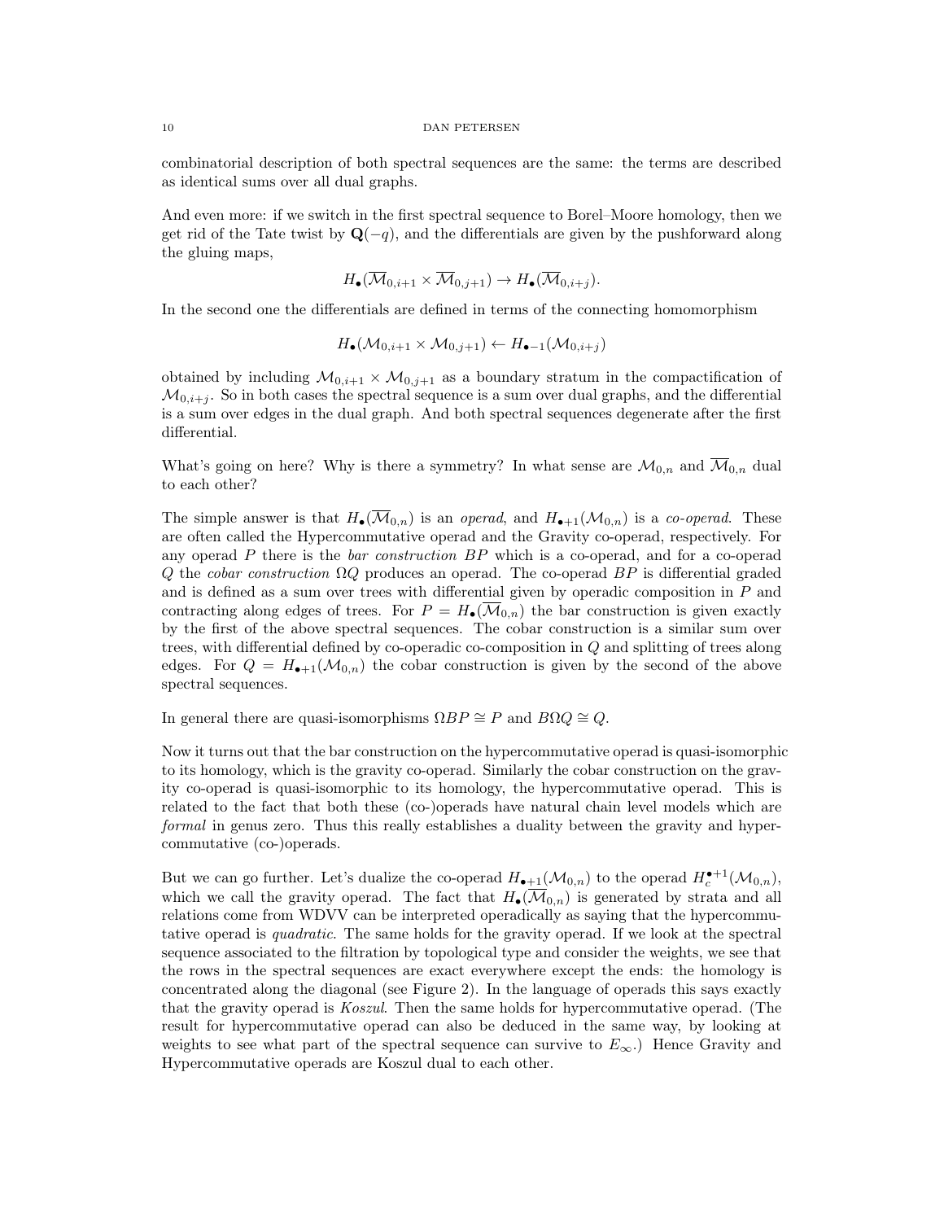combinatorial description of both spectral sequences are the same: the terms are described as identical sums over all dual graphs.

And even more: if we switch in the first spectral sequence to Borel–Moore homology, then we get rid of the Tate twist by $\mathbf{Q}(-q)$, and the differentials are given by the pushforward along the gluing maps,

$$H_\bullet(\overline{\mathcal{M}}_{0,i+1} \times \overline{\mathcal{M}}_{0,j+1}) \to H_\bullet(\overline{\mathcal{M}}_{0,i+j}).$$

In the second one the differentials are defined in terms of the connecting homomorphism

$$H_\bullet(\mathcal{M}_{0,i+1} \times \mathcal{M}_{0,j+1}) \leftarrow H_{\bullet-1}(\mathcal{M}_{0,i+j})$$

obtained by including $\mathcal{M}_{0,i+1} \times \mathcal{M}_{0,j+1}$ as a boundary stratum in the compactification of $\mathcal{M}_{0,i+j}$. So in both cases the spectral sequence is a sum over dual graphs, and the differential is a sum over edges in the dual graph. And both spectral sequences degenerate after the first differential.

What's going on here? Why is there a symmetry? In what sense are $\mathcal{M}_{0,n}$ and $\overline{\mathcal{M}}_{0,n}$ dual to each other?

The simple answer is that $H_\bullet(\overline{\mathcal{M}}_{0,n})$ is an *operad*, and $H_{\bullet+1}(\mathcal{M}_{0,n})$ is a *co-operad*. These are often called the Hypercommutative operad and the Gravity co-operad, respectively. For any operad $P$ there is the *bar construction* $BP$ which is a co-operad, and for a co-operad $Q$ the *cobar construction* $\Omega Q$ produces an operad. The co-operad $BP$ is differential graded and is defined as a sum over trees with differential given by operadic composition in $P$ and contracting along edges of trees. For $P = H_\bullet(\overline{\mathcal{M}}_{0,n})$ the bar construction is given exactly by the first of the above spectral sequences. The cobar construction is a similar sum over trees, with differential defined by co-operadic co-composition in $Q$ and splitting of trees along edges. For $Q = H_{\bullet+1}(\mathcal{M}_{0,n})$ the cobar construction is given by the second of the above spectral sequences.

In general there are quasi-isomorphisms $\Omega BP \cong P$ and $B\Omega Q \cong Q$.

Now it turns out that the bar construction on the hypercommutative operad is quasi-isomorphic to its homology, which is the gravity co-operad. Similarly the cobar construction on the gravity co-operad is quasi-isomorphic to its homology, the hypercommutative operad. This is related to the fact that both these (co-)operads have natural chain level models which are *formal* in genus zero. Thus this really establishes a duality between the gravity and hypercommutative (co-)operads.

But we can go further. Let's dualize the co-operad $H_{\bullet+1}(\mathcal{M}_{0,n})$ to the operad $H_c^{\bullet+1}(\mathcal{M}_{0,n})$, which we call the gravity operad. The fact that $H_\bullet(\overline{\mathcal{M}}_{0,n})$ is generated by strata and all relations come from WDVV can be interpreted operadically as saying that the hypercommutative operad is *quadratic*. The same holds for the gravity operad. If we look at the spectral sequence associated to the filtration by topological type and consider the weights, we see that the rows in the spectral sequences are exact everywhere except the ends: the homology is concentrated along the diagonal (see Figure 2). In the language of operads this says exactly that the gravity operad is *Koszul*. Then the same holds for hypercommutative operad. (The result for hypercommutative operad can also be deduced in the same way, by looking at weights to see what part of the spectral sequence can survive to $E_\infty$.) Hence Gravity and Hypercommutative operads are Koszul dual to each other.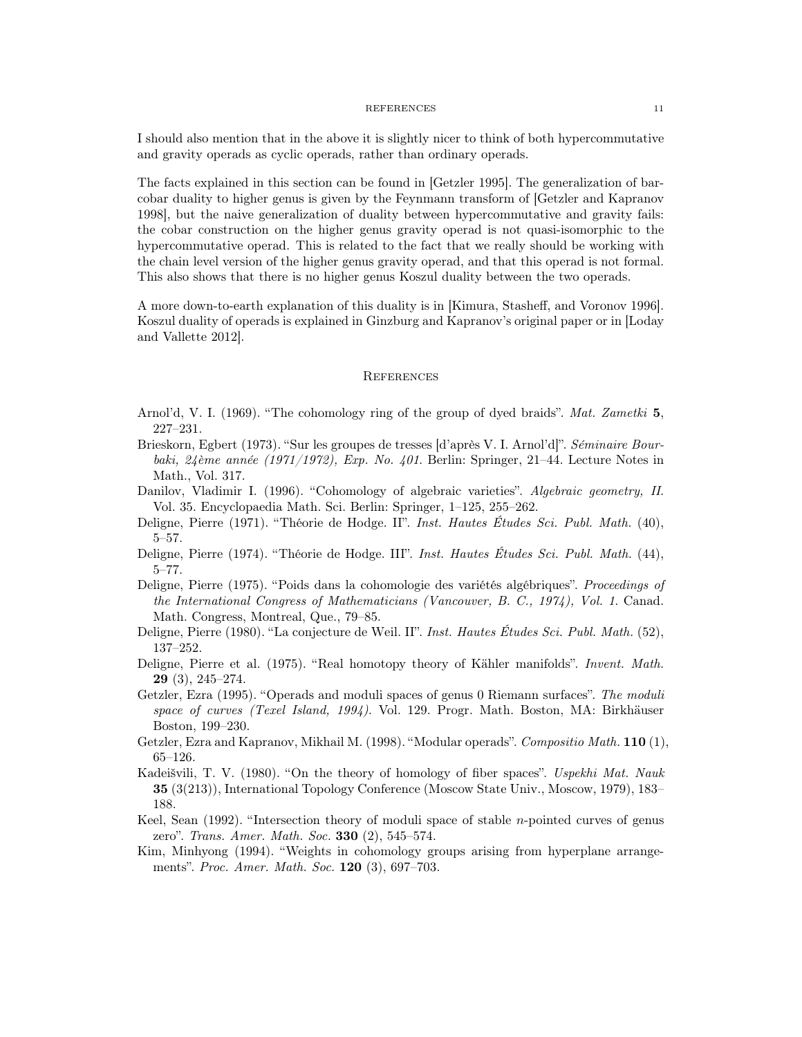I should also mention that in the above it is slightly nicer to think of both hypercommutative and gravity operads as cyclic operads, rather than ordinary operads.

The facts explained in this section can be found in [Getzler 1995]. The generalization of bar-cobar duality to higher genus is given by the Feynmann transform of [Getzler and Kapranov 1998], but the naive generalization of duality between hypercommutative and gravity fails: the cobar construction on the higher genus gravity operad is not quasi-isomorphic to the hypercommutative operad. This is related to the fact that we really should be working with the chain level version of the higher genus gravity operad, and that this operad is not formal. This also shows that there is no higher genus Koszul duality between the two operads.

A more down-to-earth explanation of this duality is in [Kimura, Stasheff, and Voronov 1996]. Koszul duality of operads is explained in Ginzburg and Kapranov's original paper or in [Loday and Vallette 2012].

## References

Arnol'd, V. I. (1969). "The cohomology ring of the group of dyed braids". *Mat. Zametki* **5**, 227–231.

Brieskorn, Egbert (1973). "Sur les groupes de tresses [d'après V. I. Arnol'd]". *Séminaire Bourbaki, 24ème année (1971/1972), Exp. No. 401*. Berlin: Springer, 21–44. Lecture Notes in Math., Vol. 317.

Danilov, Vladimir I. (1996). "Cohomology of algebraic varieties". *Algebraic geometry, II.* Vol. 35. Encyclopaedia Math. Sci. Berlin: Springer, 1–125, 255–262.

Deligne, Pierre (1971). "Théorie de Hodge. II". *Inst. Hautes Études Sci. Publ. Math.* (40), 5–57.

Deligne, Pierre (1974). "Théorie de Hodge. III". *Inst. Hautes Études Sci. Publ. Math.* (44), 5–77.

Deligne, Pierre (1975). "Poids dans la cohomologie des variétés algébriques". *Proceedings of the International Congress of Mathematicians (Vancouver, B. C., 1974), Vol. 1.* Canad. Math. Congress, Montreal, Que., 79–85.

Deligne, Pierre (1980). "La conjecture de Weil. II". *Inst. Hautes Études Sci. Publ. Math.* (52), 137–252.

Deligne, Pierre et al. (1975). "Real homotopy theory of Kähler manifolds". *Invent. Math.* **29** (3), 245–274.

Getzler, Ezra (1995). "Operads and moduli spaces of genus 0 Riemann surfaces". *The moduli space of curves (Texel Island, 1994).* Vol. 129. Progr. Math. Boston, MA: Birkhäuser Boston, 199–230.

Getzler, Ezra and Kapranov, Mikhail M. (1998). "Modular operads". *Compositio Math.* **110** (1), 65–126.

Kadeišvili, T. V. (1980). "On the theory of homology of fiber spaces". *Uspekhi Mat. Nauk* **35** (3(213)), International Topology Conference (Moscow State Univ., Moscow, 1979), 183–188.

Keel, Sean (1992). "Intersection theory of moduli space of stable $n$-pointed curves of genus zero". *Trans. Amer. Math. Soc.* **330** (2), 545–574.

Kim, Minhyong (1994). "Weights in cohomology groups arising from hyperplane arrangements". *Proc. Amer. Math. Soc.* **120** (3), 697–703.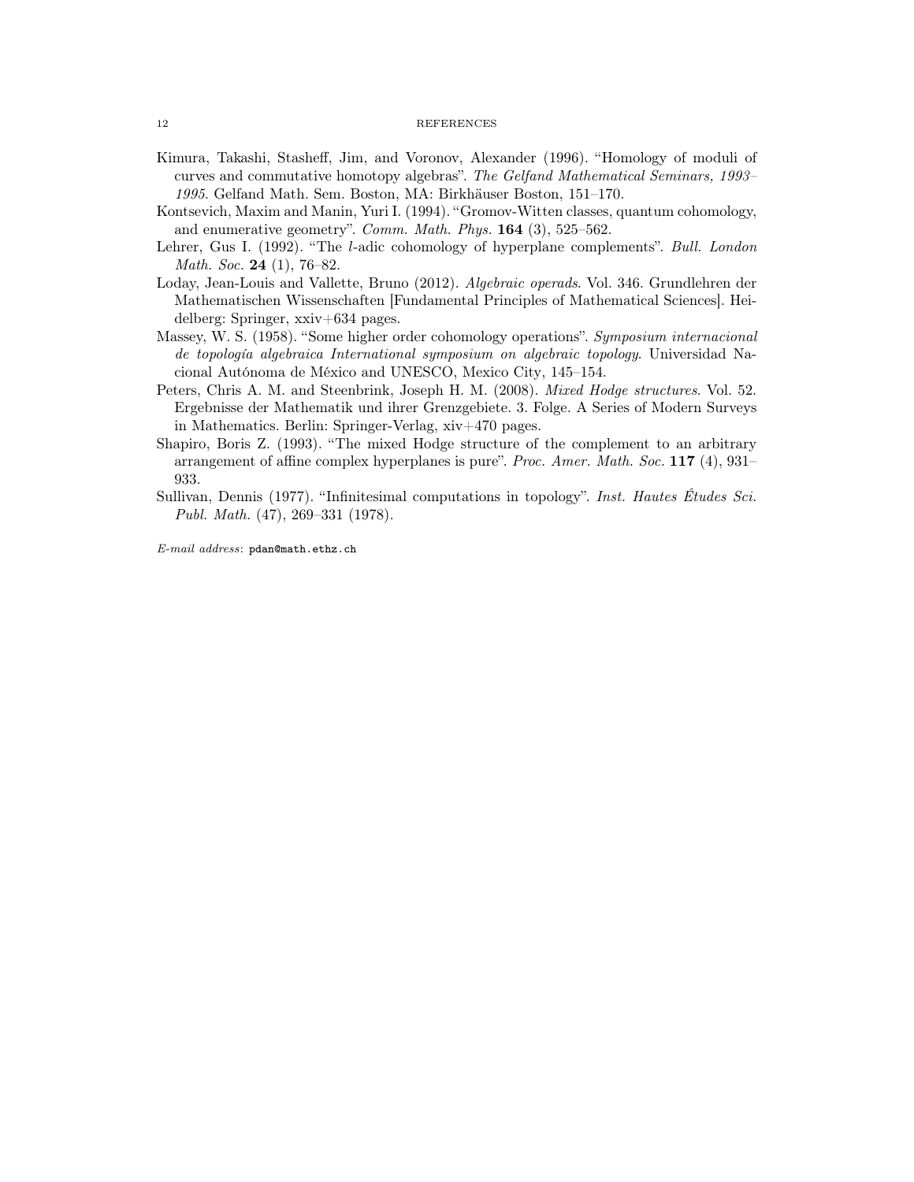Kimura, Takashi, Stasheff, Jim, and Voronov, Alexander (1996). "Homology of moduli of curves and commutative homotopy algebras". *The Gelfand Mathematical Seminars, 1993–1995*. Gelfand Math. Sem. Boston, MA: Birkhäuser Boston, 151–170.

Kontsevich, Maxim and Manin, Yuri I. (1994). "Gromov-Witten classes, quantum cohomology, and enumerative geometry". *Comm. Math. Phys.* **164** (3), 525–562.

Lehrer, Gus I. (1992). "The $l$-adic cohomology of hyperplane complements". *Bull. London Math. Soc.* **24** (1), 76–82.

Loday, Jean-Louis and Vallette, Bruno (2012). *Algebraic operads*. Vol. 346. Grundlehren der Mathematischen Wissenschaften [Fundamental Principles of Mathematical Sciences]. Heidelberg: Springer, xxiv+634 pages.

Massey, W. S. (1958). "Some higher order cohomology operations". *Symposium internacional de topología algebraica International symposium on algebraic topology*. Universidad Nacional Autónoma de México and UNESCO, Mexico City, 145–154.

Peters, Chris A. M. and Steenbrink, Joseph H. M. (2008). *Mixed Hodge structures*. Vol. 52. Ergebnisse der Mathematik und ihrer Grenzgebiete. 3. Folge. A Series of Modern Surveys in Mathematics. Berlin: Springer-Verlag, xiv+470 pages.

Shapiro, Boris Z. (1993). "The mixed Hodge structure of the complement to an arbitrary arrangement of affine complex hyperplanes is pure". *Proc. Amer. Math. Soc.* **117** (4), 931–933.

Sullivan, Dennis (1977). "Infinitesimal computations in topology". *Inst. Hautes Études Sci. Publ. Math.* (47), 269–331 (1978).

*E-mail address*: pdan@math.ethz.ch